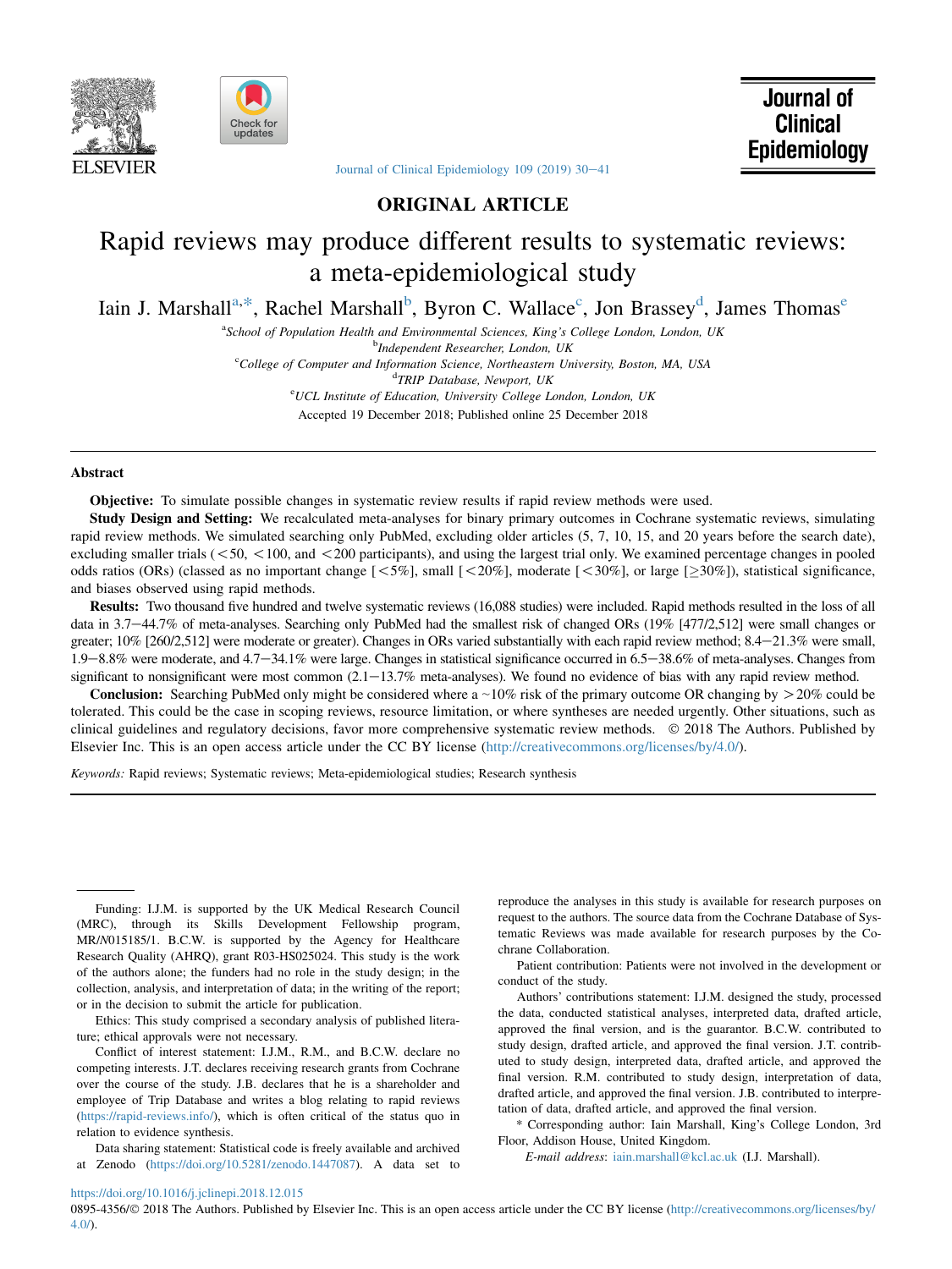ORIGINAL ARTICLE

# Rapid reviews may produce different results to systematic reviews: a meta-epidemiological study

Iain J. Marshall[a,*], Rachel Marshall[b], Byron C. Wallace[c], Jon Brassey[d], James Thomas[e]

[a]*School of Population Health and Environmental Sciences, King's College London, London, UK*
[b]*Independent Researcher, London, UK*
[c]*College of Computer and Information Science, Northeastern University, Boston, MA, USA*
[d]*TRIP Database, Newport, UK*
[e]*UCL Institute of Education, University College London, London, UK*

Accepted 19 December 2018; Published online 25 December 2018

## Abstract

**Objective:** To simulate possible changes in systematic review results if rapid review methods were used.

**Study Design and Setting:** We recalculated meta-analyses for binary primary outcomes in Cochrane systematic reviews, simulating rapid review methods. We simulated searching only PubMed, excluding older articles (5, 7, 10, 15, and 20 years before the search date), excluding smaller trials (<50, <100, and <200 participants), and using the largest trial only. We examined percentage changes in pooled odds ratios (ORs) (classed as no important change [<5%], small [<20%], moderate [<30%], or large [≥30%]), statistical significance, and biases observed using rapid methods.

**Results:** Two thousand five hundred and twelve systematic reviews (16,088 studies) were included. Rapid methods resulted in the loss of all data in 3.7−44.7% of meta-analyses. Searching PubMed had the smallest risk of changed ORs (19% [477/2,512] were small changes or greater; 10% [260/2,512] were moderate or greater). Changes in ORs varied substantially with each rapid review method; 8.4−21.3% were small, 1.9−8.8% were moderate, and 4.7−34.1% were large. Changes in statistical significance occurred in 6.5−38.6% of meta-analyses. Changes from significant to nonsignificant were most common (2.1−13.7% meta-analyses). We found no evidence of bias with any rapid review method.

**Conclusion:** Searching PubMed only might be considered where a ~10% risk of the primary outcome OR changing by >20% could be tolerated. This could be the case in scoping reviews, resource limitation, or where syntheses are needed urgently. Other situations, such as clinical guidelines and regulatory decisions, favor more comprehensive systematic review methods. © 2018 The Authors. Published by Elsevier Inc. This is an open access article under the CC BY license (http://creativecommons.org/licenses/by/4.0/).

*Keywords:* Rapid reviews; Systematic reviews; Meta-epidemiological studies; Research synthesis

---

Funding: I.J.M. is supported by the UK Medical Research Council (MRC), through its Skills Development Fellowship program, MR/N015185/1. B.C.W. is supported by the Agency for Healthcare Research Quality (AHRQ), grant R03-HS025024. This study is the work of the authors alone; the funders had no role in the study design; in the collection, analysis, and interpretation of data; in the writing of the report; or in the decision to submit the article for publication.

Ethics: This study comprised a secondary analysis of published literature; ethical approvals were not necessary.

Conflict of interest statement: I.J.M., R.M., and B.C.W. declare no competing interests. J.T. declares receiving research grants from Cochrane over the course of the study. J.B. declares that he is a shareholder and employee of Trip Database and writes a blog relating to rapid reviews (https://rapid-reviews.info/), which is often critical of the status quo in relation to evidence synthesis.

Data sharing statement: Statistical code is freely available and archived at Zenodo (https://doi.org/10.5281/zenodo.1447087). A data set to reproduce the analyses in this study is available for research purposes on request to the authors. The source data from the Cochrane Database of Systematic Reviews was made available for research purposes by the Cochrane Collaboration.

Patient contribution: Patients were not involved in the development or conduct of the study.

Authors' contributions statement: I.J.M. designed the study, processed the data, conducted statistical analyses, interpreted data, drafted article, approved the final version, and is the guarantor. B.C.W. contributed to study design, drafted article, and approved the final version. J.T. contributed to study design, interpreted data, drafted article, and approved the final version. R.M. contributed to study design, interpretation of data, drafted article, and approved the final version. J.B. contributed to interpretation of data, drafted article, and approved the final version.

\* Corresponding author: Iain Marshall, King's College London, 3rd Floor, Addison House, United Kingdom.

*E-mail address:* iain.marshall@kcl.ac.uk (I.J. Marshall).

https://doi.org/10.1016/j.jclinepi.2018.12.015

0895-4356/© 2018 The Authors. Published by Elsevier Inc. This is an open access article under the CC BY license (http://creativecommons.org/licenses/by/4.0/).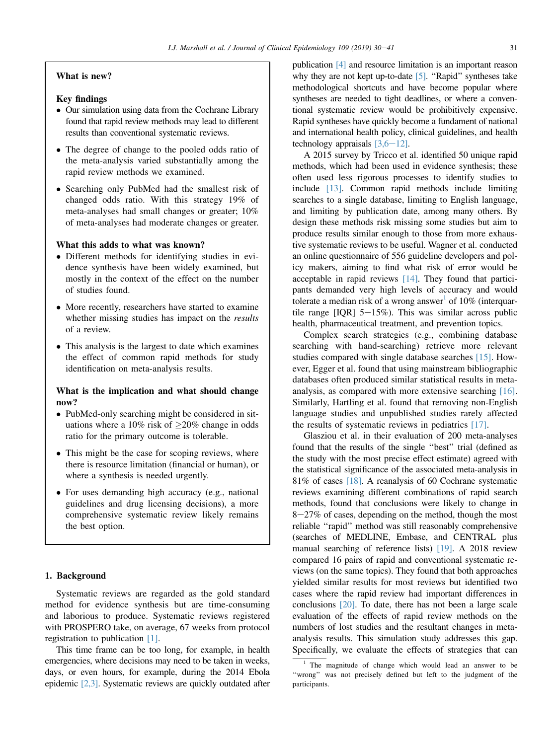**What is new?**

**Key findings**

- Our simulation using data from the Cochrane Library found that rapid review methods may lead to different results than conventional systematic reviews.
- The degree of change to the pooled odds ratio of the meta-analysis varied substantially among the rapid review methods we examined.
- Searching only PubMed had the smallest risk of changed odds ratio. With this strategy 19% of meta-analyses had small changes or greater; 10% of meta-analyses had moderate changes or greater.

**What this adds to what was known?**

- Different methods for identifying studies in evidence synthesis have been widely examined, but mostly in the context of the effect on the number of studies found.
- More recently, researchers have started to examine whether missing studies has impact on the *results* of a review.
- This analysis is the largest to date which examines the effect of common rapid methods for study identification on meta-analysis results.

**What is the implication and what should change now?**

- PubMed-only searching might be considered in situations where a 10% risk of ≥20% change in odds ratio for the primary outcome is tolerable.
- This might be the case for scoping reviews, where there is resource limitation (financial or human), or where a synthesis is needed urgently.
- For uses demanding high accuracy (e.g., national guidelines and drug licensing decisions), a more comprehensive systematic review likely remains the best option.

## 1. Background

Systematic reviews are regarded as the gold standard method for evidence synthesis but are time-consuming and laborious to produce. Systematic reviews registered with PROSPERO take, on average, 67 weeks from protocol registration to publication [1].

This time frame can be too long, for example, in health emergencies, where decisions may need to be taken in weeks, days, or even hours, for example, during the 2014 Ebola epidemic [2,3]. Systematic reviews are quickly outdated after publication [4] and resource limitation is an important reason why they are not kept up-to-date [5]. "Rapid" syntheses take methodological shortcuts and have become popular where syntheses are needed to tight deadlines, or where a conventional systematic review would be prohibitively expensive. Rapid syntheses have quickly become a fundament of national and international health policy, clinical guidelines, and health technology appraisals [3,6–12].

A 2015 survey by Tricco et al. identified 50 unique rapid methods, which had been used in evidence synthesis; these often used less rigorous processes to identify studies to include [13]. Common rapid methods include limiting searches to a single database, limiting to English language, and limiting by publication date, among many others. By design these methods risk missing some studies but aim to produce results similar enough to those from more exhaustive systematic reviews to be useful. Wagner et al. conducted an online questionnaire of 556 guideline developers and policy makers, aiming to find what risk of error would be acceptable in rapid reviews [14]. They found that participants demanded very high levels of accuracy and would tolerate a median risk of a wrong answer[1] of 10% (interquartile range [IQR] 5–15%). This was similar across public health, pharmaceutical treatment, and prevention topics.

Complex search strategies (e.g., combining database searching with hand-searching) retrieve more relevant studies compared with single database searches [15]. However, Egger et al. found that using mainstream bibliographic databases often produced similar statistical results in meta-analysis, as compared with more extensive searching [16]. Similarly, Hartling et al. found that removing non-English language studies and unpublished studies rarely affected the results of systematic reviews in pediatrics [17].

Glasziou et al. in their evaluation of 200 meta-analyses found that the results of the single "best" trial (defined as the study with the most precise effect estimate) agreed with the statistical significance of the associated meta-analysis in 81% of cases [18]. A reanalysis of 60 Cochrane systematic reviews examining different combinations of rapid search methods, found that conclusions were likely to change in 8–27% of cases, depending on the method, though the most reliable "rapid" method was still reasonably comprehensive (searches of MEDLINE, Embase, and CENTRAL plus manual searching of reference lists) [19]. A 2018 review compared 16 pairs of rapid and conventional systematic reviews (on the same topics). They found that both approaches yielded similar results for most reviews but identified two cases where the rapid review had important differences in conclusions [20]. To date, there has not been a large scale evaluation of the effects of rapid review methods on the numbers of lost studies and the resultant changes in meta-analysis results. This simulation study addresses this gap. Specifically, we evaluate the effects of strategies that can

[1] The magnitude of change which would lead an answer to be "wrong" was not precisely defined but left to the judgment of the participants.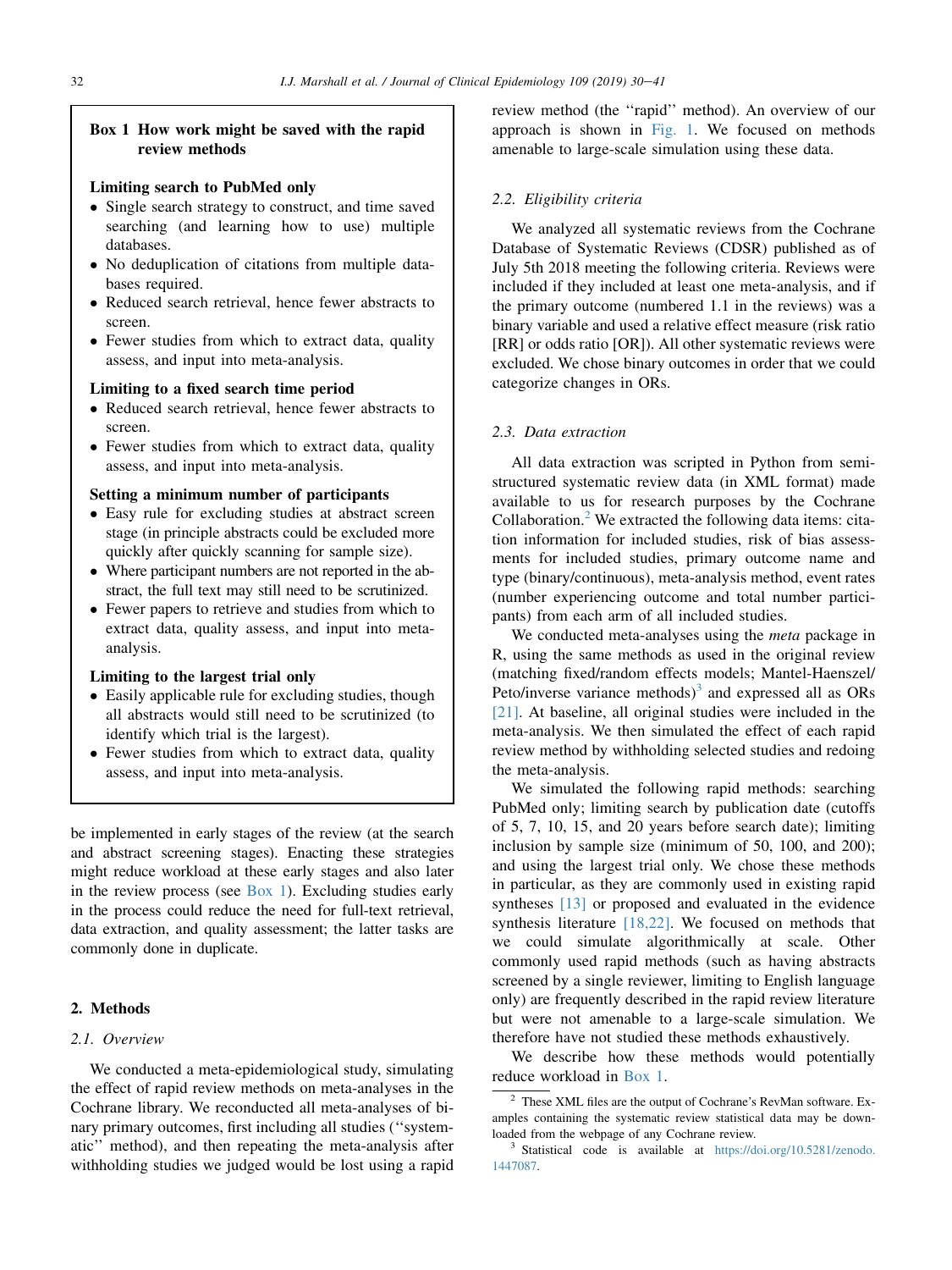**Box 1 How work might be saved with the rapid review methods**

**Limiting search to PubMed only**

- Single search strategy to construct, and time saved searching (and learning how to use) multiple databases.
- No deduplication of citations from multiple databases required.
- Reduced search retrieval, hence fewer abstracts to screen.
- Fewer studies from which to extract data, quality assess, and input into meta-analysis.

**Limiting to a fixed search time period**

- Reduced search retrieval, hence fewer abstracts to screen.
- Fewer studies from which to extract data, quality assess, and input into meta-analysis.

**Setting a minimum number of participants**

- Easy rule for excluding studies at abstract screen stage (in principle abstracts could be excluded more quickly after quickly scanning for sample size).
- Where participant numbers are not reported in the abstract, the full text may still need to be scrutinized.
- Fewer papers to retrieve and studies from which to extract data, quality assess, and input into meta-analysis.

**Limiting to the largest trial only**

- Easily applicable rule for excluding studies, though all abstracts would still need to be scrutinized (to identify which trial is the largest).
- Fewer studies from which to extract data, quality assess, and input into meta-analysis.

be implemented in early stages of the review (at the search and abstract screening stages). Enacting these strategies might reduce workload at these early stages and also later in the review process (see Box 1). Excluding studies early in the process could reduce the need for full-text retrieval, data extraction, and quality assessment; the latter tasks are commonly done in duplicate.

## 2. Methods

### 2.1. Overview

We conducted a meta-epidemiological study, simulating the effect of rapid review methods on meta-analyses in the Cochrane library. We reconducted all meta-analyses of binary primary outcomes, first including all studies (''systematic'' method), and then repeating the meta-analysis after withholding studies we judged would be lost using a rapid review method (the ''rapid'' method). An overview of our approach is shown in Fig. 1. We focused on methods amenable to large-scale simulation using these data.

### 2.2. Eligibility criteria

We analyzed all systematic reviews from the Cochrane Database of Systematic Reviews (CDSR) published as of July 5th 2018 meeting the following criteria. Reviews were included if they included at least one meta-analysis, and if the primary outcome (numbered 1.1 in the reviews) was a binary variable and used a relative effect measure (risk ratio [RR] or odds ratio [OR]). All other systematic reviews were excluded. We chose binary outcomes in order that we could categorize changes in ORs.

### 2.3. Data extraction

All data extraction was scripted in Python from semi-structured systematic review data (in XML format) made available to us for research purposes by the Cochrane Collaboration.[2] We extracted the following data items: citation information for included studies, risk of bias assessments for included studies, primary outcome name and type (binary/continuous), meta-analysis method, event rates (number experiencing outcome and total number participants) from each arm of all included studies.

We conducted meta-analyses using the *meta* package in R, using the same methods as used in the original review (matching fixed/random effects models; Mantel-Haenszel/Peto/inverse variance methods)[3] and expressed all as ORs [21]. At baseline, all original studies were included in the meta-analysis. We then simulated the effect of each rapid review method by withholding selected studies and redoing the meta-analysis.

We simulated the following rapid methods: searching PubMed only; limiting search by publication date (cutoffs of 5, 7, 10, 15, and 20 years before search date); limiting inclusion by sample size (minimum of 50, 100, and 200); and using the largest trial only. We chose these methods in particular, as they are commonly used in existing rapid syntheses [13] or proposed and evaluated in the evidence synthesis literature [18,22]. We focused on methods that we could simulate algorithmically at scale. Other commonly used rapid methods (such as having abstracts screened by a single reviewer, limiting to English language only) are frequently described in the rapid review literature but were not amenable to a large-scale simulation. We therefore have not studied these methods exhaustively.

We describe how these methods would potentially reduce workload in Box 1.

[2] These XML files are the output of Cochrane's RevMan software. Examples containing the systematic review statistical data may be downloaded from the webpage of any Cochrane review.

[3] Statistical code is available at https://doi.org/10.5281/zenodo.1447087.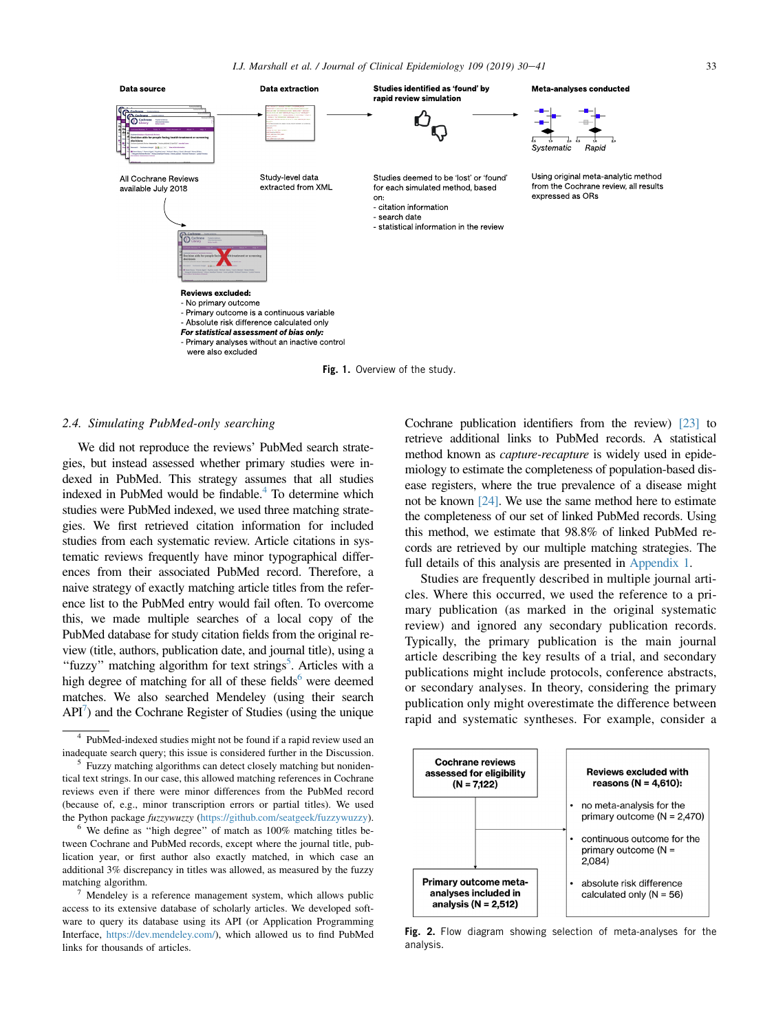Data source | Data extraction | Studies identified as 'found' by rapid review simulation | Meta-analyses conducted

All Cochrane Reviews available July 2018

Study-level data extracted from XML

Studies deemed to be 'lost' or 'found' for each simulated method, based on:
- citation information
- search date
- statistical information in the review

Using original meta-analytic method from the Cochrane review, all results expressed as ORs

Systematic | Rapid

**Reviews excluded:**
- No primary outcome
- Primary outcome is a continuous variable
- Absolute risk difference calculated only

***For statistical assessment of bias only:***
- Primary analyses without an inactive control were also excluded

**Fig. 1.** Overview of the study.

### 2.4. Simulating PubMed-only searching

We did not reproduce the reviews' PubMed search strategies, but instead assessed whether primary studies were indexed in PubMed. This strategy assumes that all studies indexed in PubMed would be findable.[4] To determine which studies were PubMed indexed, we used three matching strategies. We first retrieved citation information for included studies from each systematic review. Article citations in systematic reviews frequently have minor typographical differences from their associated PubMed record. Therefore, a naive strategy of exactly matching article titles from the reference list to the PubMed entry would fail often. To overcome this, we made multiple searches of a local copy of the PubMed database for study citation fields from the original review (title, authors, publication date, and journal title), using a "fuzzy" matching algorithm for text strings[5]. Articles with a high degree of matching for all of these fields[6] were deemed matches. We also searched Mendeley (using their search API[7]) and the Cochrane Register of Studies (using the unique Cochrane publication identifiers from the review) [23] to retrieve additional links to PubMed records. A statistical method known as *capture-recapture* is widely used in epidemiology to estimate the completeness of population-based disease registers, where the true prevalence of a disease might not be known [24]. We use the same method here to estimate the completeness of our set of linked PubMed records. Using this method, we estimate that 98.8% of linked PubMed records are retrieved by our multiple matching strategies. The full details of this analysis are presented in Appendix 1.

Studies are frequently described in multiple journal articles. Where this occurred, we used the reference to a primary publication (as marked in the original systematic review) and ignored any secondary publication records. Typically, the primary publication is the main journal article describing the key results of a trial, and secondary publications might include protocols, conference abstracts, or secondary analyses. In theory, considering the primary publication only might overestimate the difference between rapid and systematic syntheses. For example, consider a

[4] PubMed-indexed studies might not be found if a rapid review used an inadequate search query; this issue is considered further in the Discussion.

[5] Fuzzy matching algorithms can detect closely matching but nonidentical text strings. In our case, this allowed matching references in Cochrane reviews even if there were minor differences from the PubMed record (because of, e.g., minor transcription errors or partial titles). We used the Python package *fuzzywuzzy* (https://github.com/seatgeek/fuzzywuzzy).

[6] We define as "high degree" of match as 100% matching titles between Cochrane and PubMed records, except where the journal title, publication year, or first author also exactly matched, in which case an additional 3% discrepancy in titles was allowed, as measured by the fuzzy matching algorithm.

[7] Mendeley is a reference management system, which allows public access to its extensive database of scholarly articles. We developed software to query its database using its API (or Application Programming Interface, https://dev.mendeley.com/), which allowed us to find PubMed links for thousands of articles.

**Cochrane reviews assessed for eligibility (N = 7,122)**

**Reviews excluded with reasons (N = 4,610):**
- no meta-analysis for the primary outcome (N = 2,470)
- continuous outcome for the primary outcome (N = 2,084)
- absolute risk difference calculated only (N = 56)

**Primary outcome meta-analyses included in analysis (N = 2,512)**

**Fig. 2.** Flow diagram showing selection of meta-analyses for the analysis.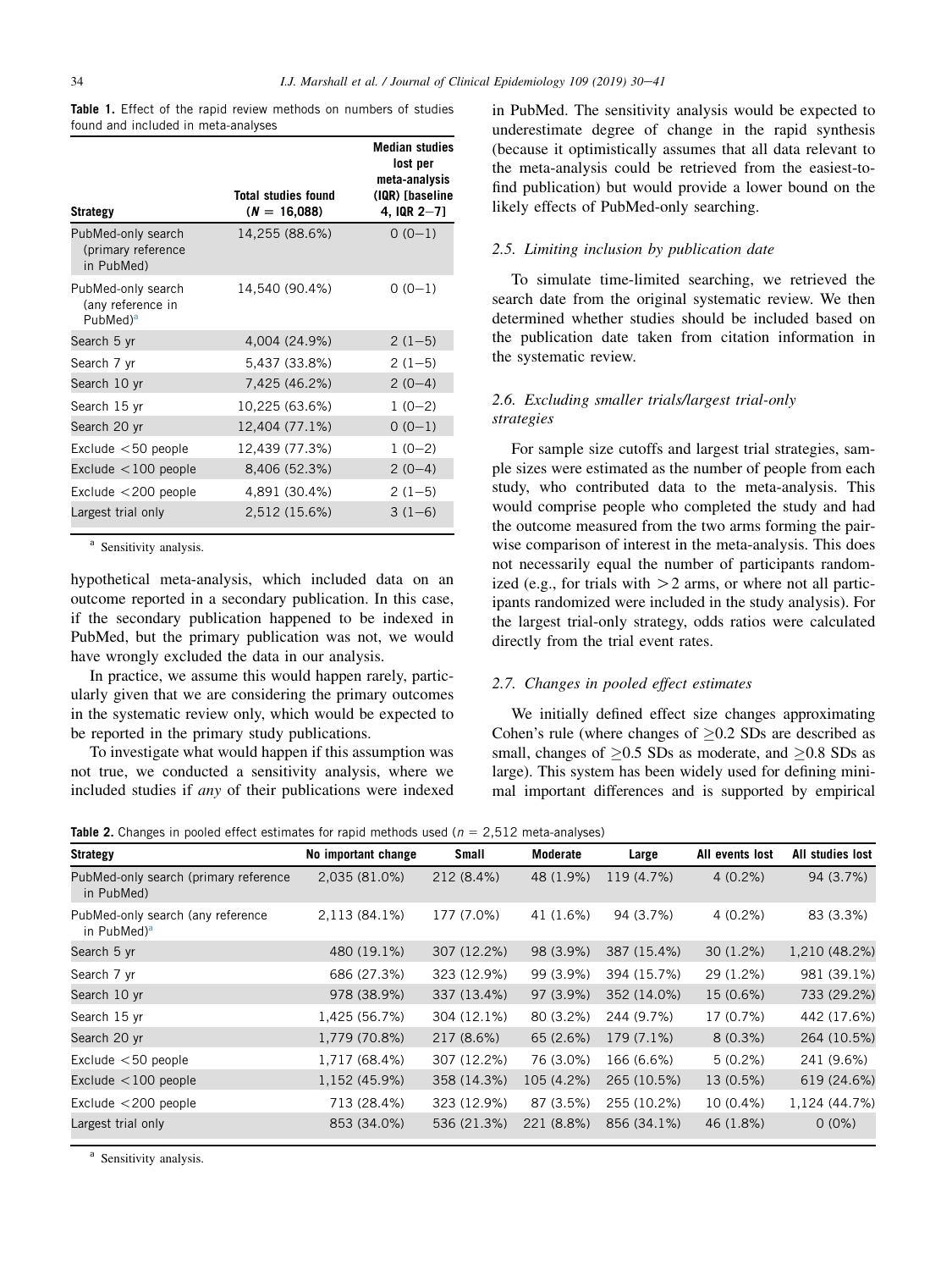**Table 1.** Effect of the rapid review methods on numbers of studies found and included in meta-analyses

| Strategy | Total studies found ($N$ = 16,088) | Median studies lost per meta-analysis (IQR) [baseline 4, IQR 2–7] |
|---|---|---|
| PubMed-only search (primary reference in PubMed) | 14,255 (88.6%) | 0 (0–1) |
| PubMed-only search (any reference in PubMed)[a] | 14,540 (90.4%) | 0 (0–1) |
| Search 5 yr | 4,004 (24.9%) | 2 (1–5) |
| Search 7 yr | 5,437 (33.8%) | 2 (1–5) |
| Search 10 yr | 7,425 (46.2%) | 2 (0–4) |
| Search 15 yr | 10,225 (63.6%) | 1 (0–2) |
| Search 20 yr | 12,404 (77.1%) | 0 (0–1) |
| Exclude <50 people | 12,439 (77.3%) | 1 (0–2) |
| Exclude <100 people | 8,406 (52.3%) | 2 (0–4) |
| Exclude <200 people | 4,891 (30.4%) | 2 (1–5) |
| Largest trial only | 2,512 (15.6%) | 3 (1–6) |

[a] Sensitivity analysis.

hypothetical meta-analysis, which included data on an outcome reported in a secondary publication. In this case, if the secondary publication happened to be indexed in PubMed, but the primary publication was not, we would have wrongly excluded the data in our analysis.

In practice, we assume this would happen rarely, particularly given that we are considering the primary outcomes in the systematic review only, which would be expected to be reported in the primary study publications.

To investigate what would happen if this assumption was not true, we conducted a sensitivity analysis, where we included studies if *any* of their publications were indexed in PubMed. The sensitivity analysis would be expected to underestimate degree of change in the rapid synthesis (because it optimistically assumes that all data relevant to the meta-analysis could be retrieved from the easiest-to-find publication) but would provide a lower bound on the likely effects of PubMed-only searching.

### 2.5. Limiting inclusion by publication date

To simulate time-limited searching, we retrieved the search date from the original systematic review. We then determined whether studies should be included based on the publication date taken from citation information in the systematic review.

### 2.6. Excluding smaller trials/largest trial-only strategies

For sample size cutoffs and largest trial strategies, sample sizes were estimated as the number of people from each study, who contributed data to the meta-analysis. This would comprise people who completed the study and had the outcome measured from the two arms forming the pairwise comparison of interest in the meta-analysis. This does not necessarily equal the number of participants randomized (e.g., for trials with $>2$ arms, or where not all participants randomized were included in the study analysis). For the largest trial-only strategy, odds ratios were calculated directly from the trial event rates.

### 2.7. Changes in pooled effect estimates

We initially defined effect size changes approximating Cohen's rule (where changes of $\geq 0.2$ SDs are described as small, changes of $\geq 0.5$ SDs as moderate, and $\geq 0.8$ SDs as large). This system has been widely used for defining minimal important differences and is supported by empirical

**Table 2.** Changes in pooled effect estimates for rapid methods used ($n$ = 2,512 meta-analyses)

| Strategy | No important change | Small | Moderate | Large | All events lost | All studies lost |
|---|---|---|---|---|---|---|
| PubMed-only search (primary reference in PubMed) | 2,035 (81.0%) | 212 (8.4%) | 48 (1.9%) | 119 (4.7%) | 4 (0.2%) | 94 (3.7%) |
| PubMed-only search (any reference in PubMed)[a] | 2,113 (84.1%) | 177 (7.0%) | 41 (1.6%) | 94 (3.7%) | 4 (0.2%) | 83 (3.3%) |
| Search 5 yr | 480 (19.1%) | 307 (12.2%) | 98 (3.9%) | 387 (15.4%) | 30 (1.2%) | 1,210 (48.2%) |
| Search 7 yr | 686 (27.3%) | 323 (12.9%) | 99 (3.9%) | 394 (15.7%) | 29 (1.2%) | 981 (39.1%) |
| Search 10 yr | 978 (38.9%) | 337 (13.4%) | 97 (3.9%) | 352 (14.0%) | 15 (0.6%) | 733 (29.2%) |
| Search 15 yr | 1,425 (56.7%) | 304 (12.1%) | 80 (3.2%) | 244 (9.7%) | 17 (0.7%) | 442 (17.6%) |
| Search 20 yr | 1,779 (70.8%) | 217 (8.6%) | 65 (2.6%) | 179 (7.1%) | 8 (0.3%) | 264 (10.5%) |
| Exclude <50 people | 1,717 (68.4%) | 307 (12.2%) | 76 (3.0%) | 166 (6.6%) | 5 (0.2%) | 241 (9.6%) |
| Exclude <100 people | 1,152 (45.9%) | 358 (14.3%) | 105 (4.2%) | 265 (10.5%) | 13 (0.5%) | 619 (24.6%) |
| Exclude <200 people | 713 (28.4%) | 323 (12.9%) | 87 (3.5%) | 255 (10.2%) | 10 (0.4%) | 1,124 (44.7%) |
| Largest trial only | 853 (34.0%) | 536 (21.3%) | 221 (8.8%) | 856 (34.1%) | 46 (1.8%) | 0 (0%) |

[a] Sensitivity analysis.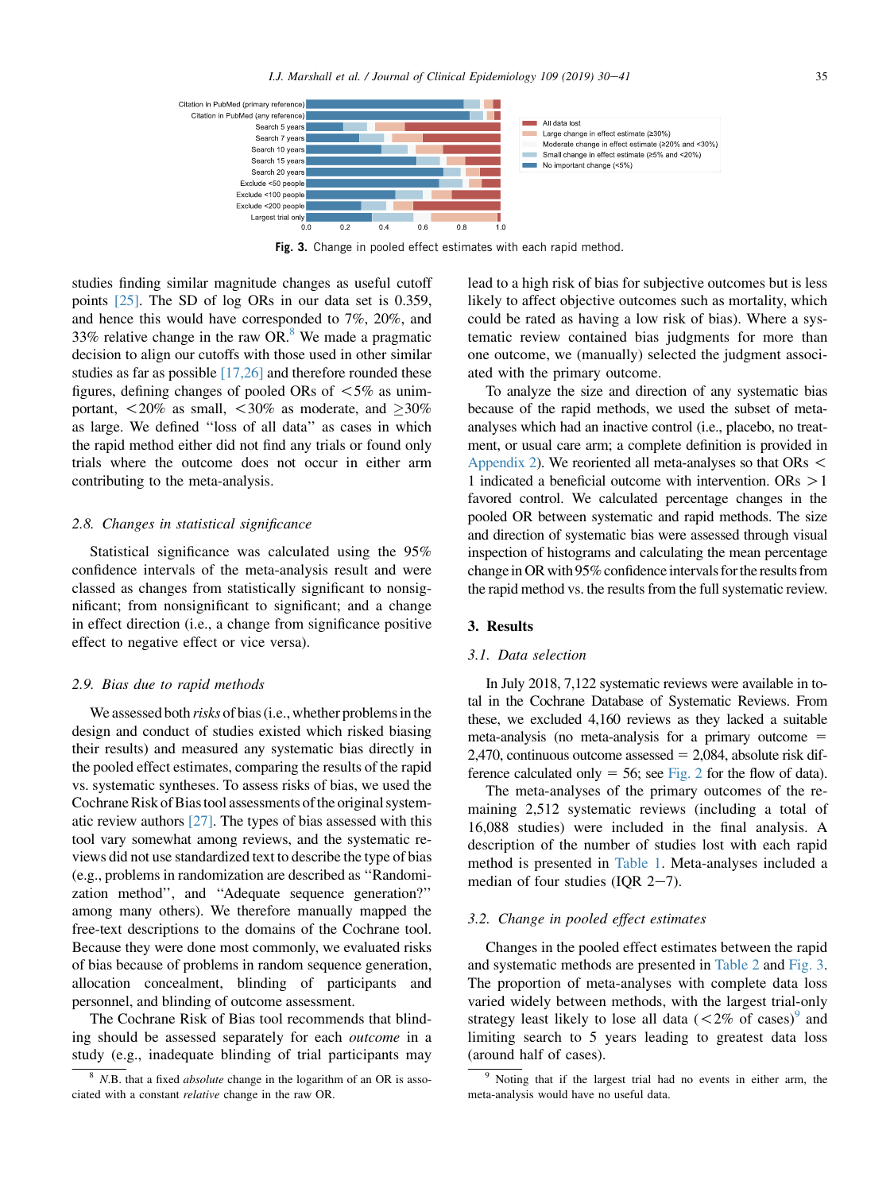Fig. 3. Change in pooled effect estimates with each rapid method.

studies finding similar magnitude changes as useful cutoff points [25]. The SD of log ORs in our data set is 0.359, and hence this would have corresponded to 7%, 20%, and 33% relative change in the raw OR.[8] We made a pragmatic decision to align our cutoffs with those used in other similar studies as far as possible [17,26] and therefore rounded these figures, defining changes of pooled ORs of <5% as unimportant, <20% as small, <30% as moderate, and ≥30% as large. We defined "loss of all data" as cases in which the rapid method either did not find any trials or found only trials where the outcome does not occur in either arm contributing to the meta-analysis.

### 2.8. Changes in statistical significance

Statistical significance was calculated using the 95% confidence intervals of the meta-analysis result and were classed as changes from statistically significant to nonsignificant; from nonsignificant to significant; and a change in effect direction (i.e., a change from significance positive effect to negative effect or vice versa).

### 2.9. Bias due to rapid methods

We assessed both *risks* of bias (i.e., whether problems in the design and conduct of studies existed which risked biasing their results) and measured any systematic bias directly in the pooled effect estimates, comparing the results of the rapid vs. systematic syntheses. To assess risks of bias, we used the Cochrane Risk of Bias tool assessments of the original systematic review authors [27]. The types of bias assessed with this tool vary somewhat among reviews, and the systematic reviews did not use standardized text to describe the type of bias (e.g., problems in randomization are described as "Randomization method", and "Adequate sequence generation?" among many others). We therefore manually mapped the free-text descriptions to the domains of the Cochrane tool. Because they were done most commonly, we evaluated risks of bias because of problems in random sequence generation, allocation concealment, blinding of participants and personnel, and blinding of outcome assessment.

The Cochrane Risk of Bias tool recommends that blinding should be assessed separately for each *outcome* in a study (e.g., inadequate blinding of trial participants may lead to a high risk of bias for subjective outcomes but is less likely to affect objective outcomes such as mortality, which could be rated as having a low risk of bias). Where a systematic review contained bias judgments for more than one outcome, we (manually) selected the judgment associated with the primary outcome.

To analyze the size and direction of any systematic bias because of the rapid methods, we used the subset of meta-analyses which had an inactive control (i.e., placebo, no treatment, or usual care arm; a complete definition is provided in Appendix 2). We reoriented all meta-analyses so that ORs < 1 indicated a beneficial outcome with intervention. ORs > 1 favored control. We calculated percentage changes in the pooled OR between systematic and rapid methods. The size and direction of systematic bias were assessed through visual inspection of histograms and calculating the mean percentage change in OR with 95% confidence intervals for the results from the rapid method vs. the results from the full systematic review.

## 3. Results

### 3.1. Data selection

In July 2018, 7,122 systematic reviews were available in total in the Cochrane Database of Systematic Reviews. From these, we excluded 4,160 reviews as they lacked a suitable meta-analysis (no meta-analysis for a primary outcome = 2,470, continuous outcome assessed = 2,084, absolute risk difference calculated only = 56; see Fig. 2 for the flow of data).

The meta-analyses of the primary outcomes of the remaining 2,512 systematic reviews (including a total of 16,088 studies) were included in the final analysis. A description of the number of studies lost with each rapid method is presented in Table 1. Meta-analyses included a median of four studies (IQR 2–7).

### 3.2. Change in pooled effect estimates

Changes in the pooled effect estimates between the rapid and systematic methods are presented in Table 2 and Fig. 3. The proportion of meta-analyses with complete data loss varied widely between methods, with the largest trial-only strategy least likely to lose all data (<2% of cases)[9] and limiting search to 5 years leading to greatest data loss (around half of cases).

[8] *N.B.* that a fixed *absolute* change in the logarithm of an OR is associated with a constant *relative* change in the raw OR.

[9] Noting that if the largest trial had no events in either arm, the meta-analysis would have no useful data.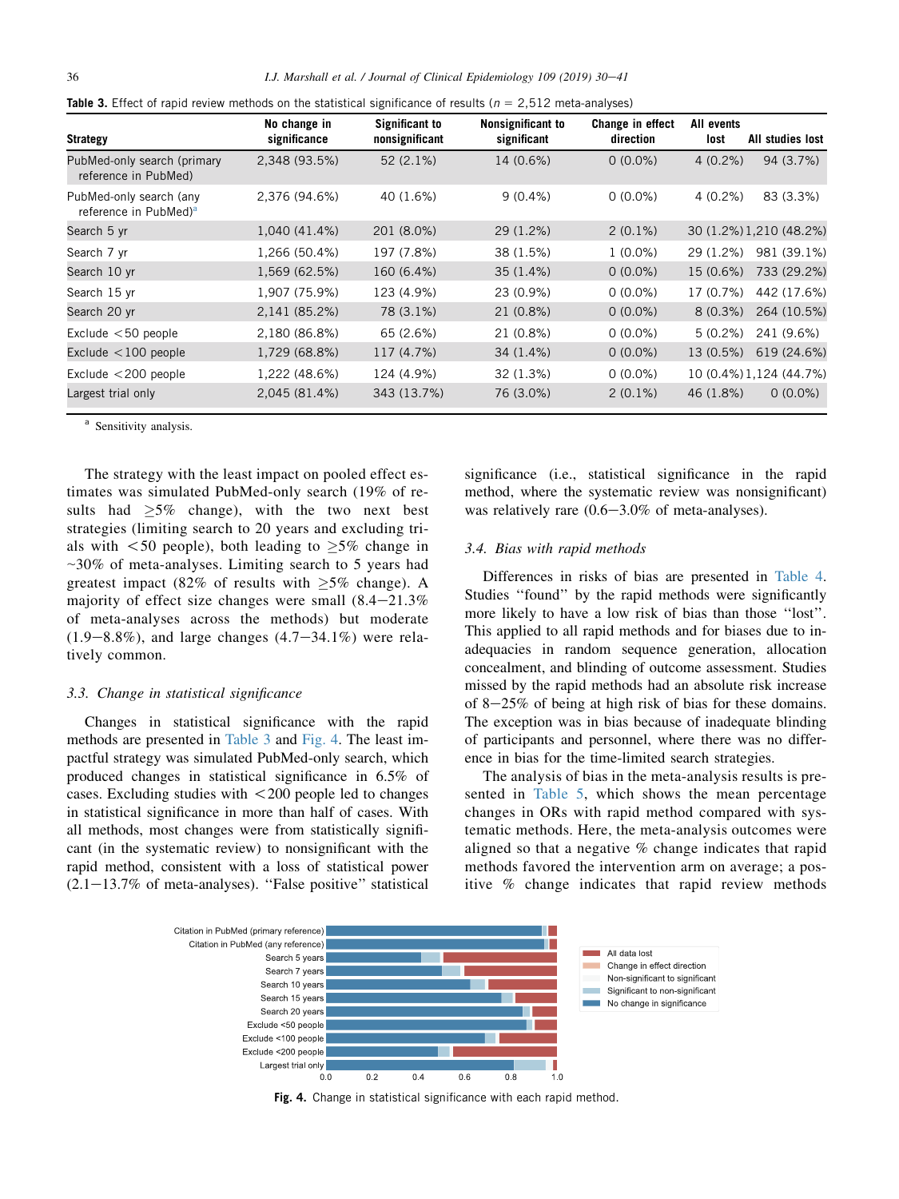**Table 3.** Effect of rapid review methods on the statistical significance of results ($n$ = 2,512 meta-analyses)

| Strategy | No change in significance | Significant to nonsignificant | Nonsignificant to significant | Change in effect direction | All events lost | All studies lost |
|---|---|---|---|---|---|---|
| PubMed-only search (primary reference in PubMed) | 2,348 (93.5%) | 52 (2.1%) | 14 (0.6%) | 0 (0.0%) | 4 (0.2%) | 94 (3.7%) |
| PubMed-only search (any reference in PubMed)[a] | 2,376 (94.6%) | 40 (1.6%) | 9 (0.4%) | 0 (0.0%) | 4 (0.2%) | 83 (3.3%) |
| Search 5 yr | 1,040 (41.4%) | 201 (8.0%) | 29 (1.2%) | 2 (0.1%) | 30 (1.2%) | 1,210 (48.2%) |
| Search 7 yr | 1,266 (50.4%) | 197 (7.8%) | 38 (1.5%) | 1 (0.0%) | 29 (1.2%) | 981 (39.1%) |
| Search 10 yr | 1,569 (62.5%) | 160 (6.4%) | 35 (1.4%) | 0 (0.0%) | 15 (0.6%) | 733 (29.2%) |
| Search 15 yr | 1,907 (75.9%) | 123 (4.9%) | 23 (0.9%) | 0 (0.0%) | 17 (0.7%) | 442 (17.6%) |
| Search 20 yr | 2,141 (85.2%) | 78 (3.1%) | 21 (0.8%) | 0 (0.0%) | 8 (0.3%) | 264 (10.5%) |
| Exclude <50 people | 2,180 (86.8%) | 65 (2.6%) | 21 (0.8%) | 0 (0.0%) | 5 (0.2%) | 241 (9.6%) |
| Exclude <100 people | 1,729 (68.8%) | 117 (4.7%) | 34 (1.4%) | 0 (0.0%) | 13 (0.5%) | 619 (24.6%) |
| Exclude <200 people | 1,222 (48.6%) | 124 (4.9%) | 32 (1.3%) | 0 (0.0%) | 10 (0.4%) | 1,124 (44.7%) |
| Largest trial only | 2,045 (81.4%) | 343 (13.7%) | 76 (3.0%) | 2 (0.1%) | 46 (1.8%) | 0 (0.0%) |

[a] Sensitivity analysis.

The strategy with the least impact on pooled effect estimates was simulated PubMed-only search (19% of results had ≥5% change), with the two next best strategies (limiting search to 20 years and excluding trials with <50 people), both leading to ≥5% change in ~30% of meta-analyses. Limiting search to 5 years had greatest impact (82% of results with ≥5% change). A majority of effect size changes were small (8.4−21.3% of meta-analyses across the methods) but moderate (1.9−8.8%), and large changes (4.7−34.1%) were relatively common.

### 3.3. Change in statistical significance

Changes in statistical significance with the rapid methods are presented in Table 3 and Fig. 4. The least impactful strategy was simulated PubMed-only search, which produced changes in statistical significance in 6.5% of cases. Excluding studies with <200 people led to changes in statistical significance in more than half of cases. With all methods, most changes were from statistically significant (in the systematic review) to nonsignificant with the rapid method, consistent with a loss of statistical power (2.1−13.7% of meta-analyses). "False positive" statistical significance (i.e., statistical significance in the rapid method, where the systematic review was nonsignificant) was relatively rare (0.6−3.0% of meta-analyses).

### 3.4. Bias with rapid methods

Differences in risks of bias are presented in Table 4. Studies "found" by the rapid methods were significantly more likely to have a low risk of bias than those "lost". This applied to all rapid methods and for biases due to inadequacies in random sequence generation, allocation concealment, and blinding of outcome assessment. Studies missed by the rapid methods had an absolute risk increase of 8−25% of being at high risk of bias for these domains. The exception was in bias because of inadequate blinding of participants and personnel, where there was no difference in bias for the time-limited search strategies.

The analysis of bias in the meta-analysis results is presented in Table 5, which shows the mean percentage changes in ORs with rapid method compared with systematic methods. Here, the meta-analysis outcomes were aligned so that a negative % change indicates that rapid methods favored the intervention arm on average; a positive % change indicates that rapid review methods

**Fig. 4.** Change in statistical significance with each rapid method.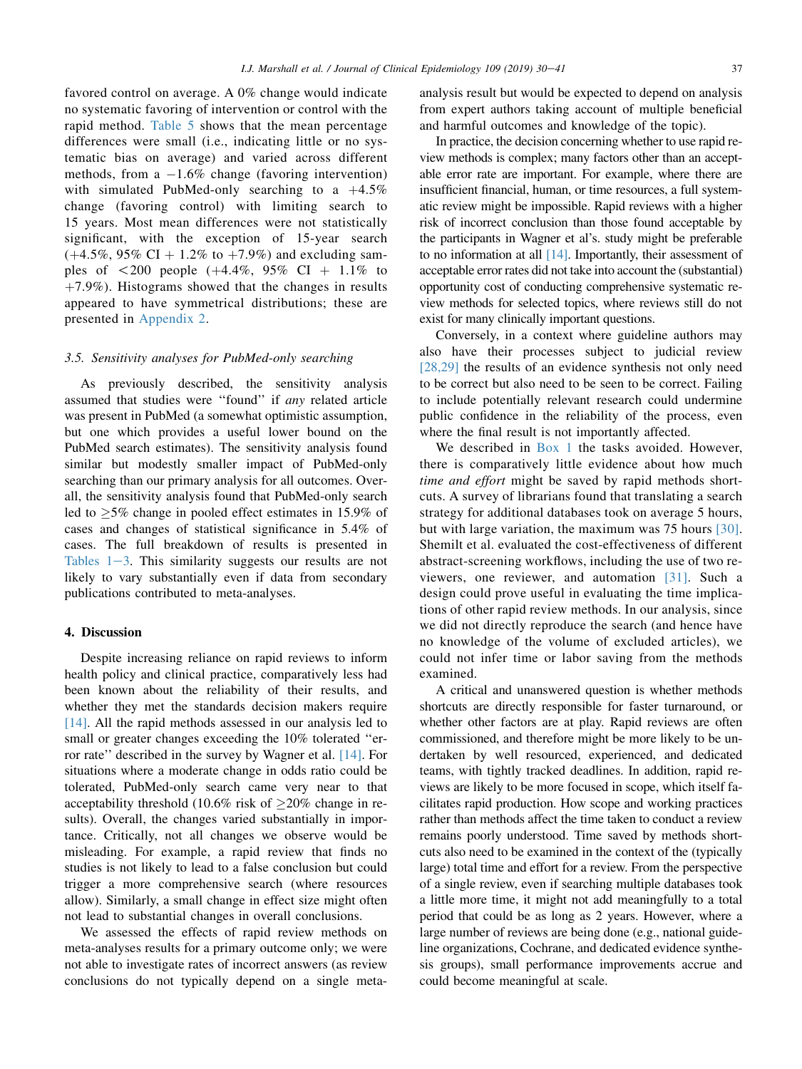favored control on average. A 0% change would indicate no systematic favoring of intervention or control with the rapid method. Table 5 shows that the mean percentage differences were small (i.e., indicating little or no systematic bias on average) and varied across different methods, from a −1.6% change (favoring intervention) with simulated PubMed-only searching to a +4.5% change (favoring control) with limiting search to 15 years. Most mean differences were not statistically significant, with the exception of 15-year search (+4.5%, 95% CI + 1.2% to +7.9%) and excluding samples of <200 people (+4.4%, 95% CI + 1.1% to +7.9%). Histograms showed that the changes in results appeared to have symmetrical distributions; these are presented in Appendix 2.

### 3.5. Sensitivity analyses for PubMed-only searching

As previously described, the sensitivity analysis assumed that studies were "found" if *any* related article was present in PubMed (a somewhat optimistic assumption, but one which provides a useful lower bound on the PubMed search estimates). The sensitivity analysis found similar but modestly smaller impact of PubMed-only searching than our primary analysis for all outcomes. Overall, the sensitivity analysis found that PubMed-only search led to ≥5% change in pooled effect estimates in 15.9% of cases and changes of statistical significance in 5.4% of cases. The full breakdown of results is presented in Tables 1−3. This similarity suggests our results are not likely to vary substantially even if data from secondary publications contributed to meta-analyses.

## 4. Discussion

Despite increasing reliance on rapid reviews to inform health policy and clinical practice, comparatively less had been known about the reliability of their results, and whether they met the standards decision makers require [14]. All the rapid methods assessed in our analysis led to small or greater changes exceeding the 10% tolerated "error rate" described in the survey by Wagner et al. [14]. For situations where a moderate change in odds ratio could be tolerated, PubMed-only search came very near to that acceptability threshold (10.6% risk of ≥20% change in results). Overall, the changes varied substantially in importance. Critically, not all changes we observe would be misleading. For example, a rapid review that finds no studies is not likely to lead to a false conclusion but could trigger a more comprehensive search (where resources allow). Similarly, a small change in effect size might often not lead to substantial changes in overall conclusions.

We assessed the effects of rapid review methods on meta-analyses results for a primary outcome only; we were not able to investigate rates of incorrect answers (as review conclusions do not typically depend on a single meta-analysis result but would be expected to depend on analysis from expert authors taking account of multiple beneficial and harmful outcomes and knowledge of the topic).

In practice, the decision concerning whether to use rapid review methods is complex; many factors other than an acceptable error rate are important. For example, where there are insufficient financial, human, or time resources, a full systematic review might be impossible. Rapid reviews with a higher risk of incorrect conclusion than those found acceptable by the participants in Wagner et al's. study might be preferable to no information at all [14]. Importantly, their assessment of acceptable error rates did not take into account the (substantial) opportunity cost of conducting comprehensive systematic review methods for selected topics, where reviews still do not exist for many clinically important questions.

Conversely, in a context where guideline authors may also have their processes subject to judicial review [28,29] the results of an evidence synthesis not only need to be correct but also need to be seen to be correct. Failing to include potentially relevant research could undermine public confidence in the reliability of the process, even where the final result is not importantly affected.

We described in Box 1 the tasks avoided. However, there is comparatively little evidence about how much *time and effort* might be saved by rapid methods shortcuts. A survey of librarians found that translating a search strategy for additional databases took on average 5 hours, but with large variation, the maximum was 75 hours [30]. Shemilt et al. evaluated the cost-effectiveness of different abstract-screening workflows, including the use of two reviewers, one reviewer, and automation [31]. Such a design could prove useful in evaluating the time implications of other rapid review methods. In our analysis, since we did not directly reproduce the search (and hence have no knowledge of the volume of excluded articles), we could not infer time or labor saving from the methods examined.

A critical and unanswered question is whether methods shortcuts are directly responsible for faster turnaround, or whether other factors are at play. Rapid reviews are often commissioned, and therefore might be more likely to be undertaken by well resourced, experienced, and dedicated teams, with tightly tracked deadlines. In addition, rapid reviews are likely to be more focused in scope, which itself facilitates rapid production. How scope and working practices rather than methods affect the time taken to conduct a review remains poorly understood. Time saved by methods shortcuts also need to be examined in the context of the (typically large) total time and effort for a review. From the perspective of a single review, even if searching multiple databases took a little more time, it might not add meaningfully to a total period that could be as long as 2 years. However, where a large number of reviews are being done (e.g., national guideline organizations, Cochrane, and dedicated evidence synthesis groups), small performance improvements accrue and could become meaningful at scale.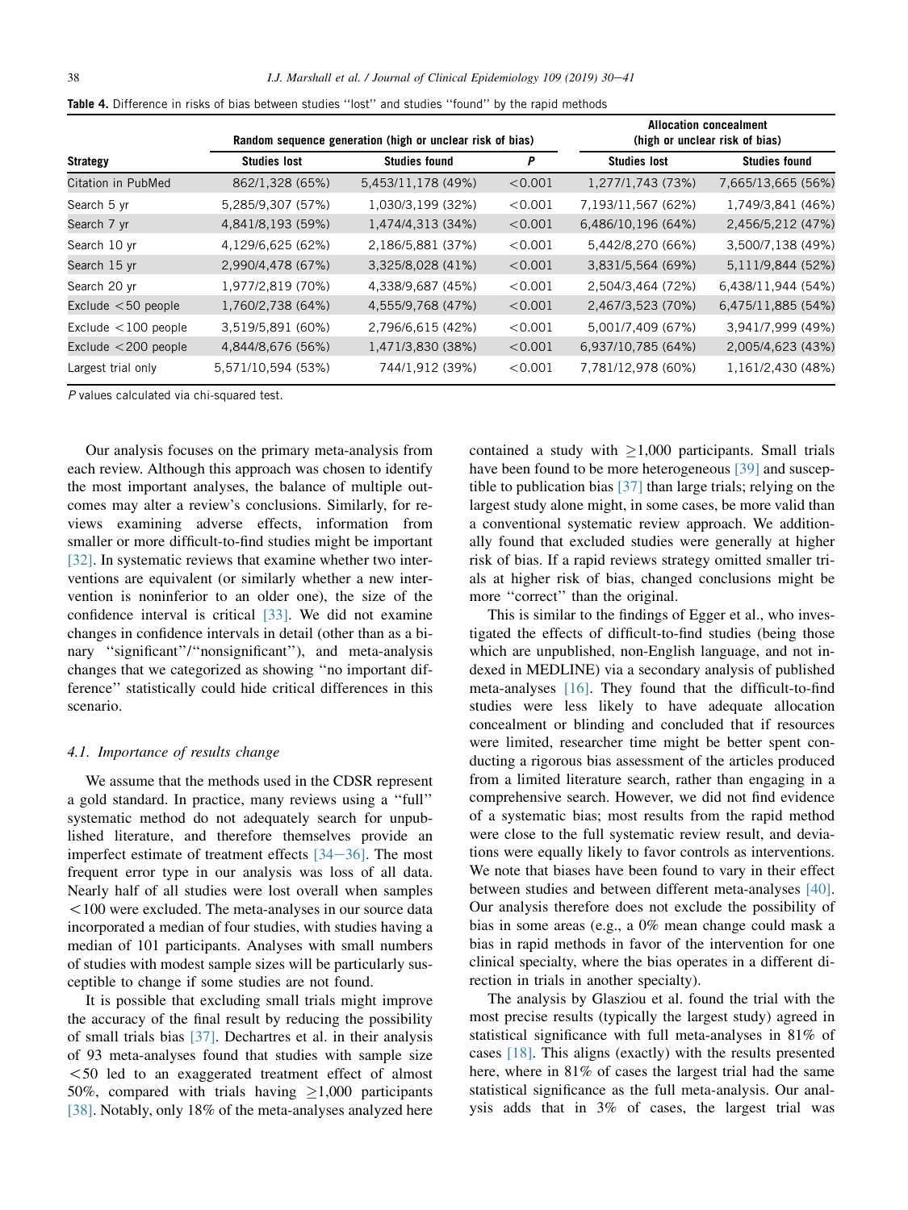**Table 4.** Difference in risks of bias between studies "lost" and studies "found" by the rapid methods

| Strategy | Random sequence generation (high or unclear risk of bias) | | | Allocation concealment (high or unclear risk of bias) | |
|---|---|---|---|---|---|
| | Studies lost | Studies found | *P* | Studies lost | Studies found |
| Citation in PubMed | 862/1,328 (65%) | 5,453/11,178 (49%) | <0.001 | 1,277/1,743 (73%) | 7,665/13,665 (56%) |
| Search 5 yr | 5,285/9,307 (57%) | 1,030/3,199 (32%) | <0.001 | 7,193/11,567 (62%) | 1,749/3,841 (46%) |
| Search 7 yr | 4,841/8,193 (59%) | 1,474/4,313 (34%) | <0.001 | 6,486/10,196 (64%) | 2,456/5,212 (47%) |
| Search 10 yr | 4,129/6,625 (62%) | 2,186/5,881 (37%) | <0.001 | 5,442/8,270 (66%) | 3,500/7,138 (49%) |
| Search 15 yr | 2,990/4,478 (67%) | 3,325/8,028 (41%) | <0.001 | 3,831/5,564 (69%) | 5,111/9,844 (52%) |
| Search 20 yr | 1,977/2,819 (70%) | 4,338/9,687 (45%) | <0.001 | 2,504/3,464 (72%) | 6,438/11,944 (54%) |
| Exclude <50 people | 1,760/2,738 (64%) | 4,555/9,768 (47%) | <0.001 | 2,467/3,523 (70%) | 6,475/11,885 (54%) |
| Exclude <100 people | 3,519/5,891 (60%) | 2,796/6,615 (42%) | <0.001 | 5,001/7,409 (67%) | 3,941/7,999 (49%) |
| Exclude <200 people | 4,844/8,676 (56%) | 1,471/3,830 (38%) | <0.001 | 6,937/10,785 (64%) | 2,005/4,623 (43%) |
| Largest trial only | 5,571/10,594 (53%) | 744/1,912 (39%) | <0.001 | 7,781/12,978 (60%) | 1,161/2,430 (48%) |

*P* values calculated via chi-squared test.

Our analysis focuses on the primary meta-analysis from each review. Although this approach was chosen to identify the most important analyses, the balance of multiple outcomes may alter a review's conclusions. Similarly, for reviews examining adverse effects, information from smaller or more difficult-to-find studies might be important [32]. In systematic reviews that examine whether two interventions are equivalent (or similarly whether a new intervention is noninferior to an older one), the size of the confidence interval is critical [33]. We did not examine changes in confidence intervals in detail (other than as a binary "significant"/"nonsignificant"), and meta-analysis changes that we categorized as showing "no important difference" statistically could hide critical differences in this scenario.

### 4.1. Importance of results change

We assume that the methods used in the CDSR represent a gold standard. In practice, many reviews using a "full" systematic method do not adequately search for unpublished literature, and therefore themselves provide an imperfect estimate of treatment effects [34–36]. The most frequent error type in our analysis was loss of all data. Nearly half of all studies were lost overall when samples <100 were excluded. The meta-analyses in our source data incorporated a median of four studies, with studies having a median of 101 participants. Analyses with small numbers of studies with modest sample sizes will be particularly susceptible to change if some studies are not found.

It is possible that excluding small trials might improve the accuracy of the final result by reducing the possibility of small trials bias [37]. Dechartres et al. in their analysis of 93 meta-analyses found that studies with sample size <50 led to an exaggerated treatment effect of almost 50%, compared with trials having ≥1,000 participants [38]. Notably, only 18% of the meta-analyses analyzed here contained a study with ≥1,000 participants. Small trials have been found to be more heterogeneous [39] and susceptible to publication bias [37] than large trials; relying on the largest study alone might, in some cases, be more valid than a conventional systematic review approach. We additionally found that excluded studies were generally at higher risk of bias. If a rapid reviews strategy omitted smaller trials at higher risk of bias, changed conclusions might be more "correct" than the original.

This is similar to the findings of Egger et al., who investigated the effects of difficult-to-find studies (being those which are unpublished, non-English language, and not indexed in MEDLINE) via a secondary analysis of published meta-analyses [16]. They found that the difficult-to-find studies were less likely to have adequate allocation concealment or blinding and concluded that if resources were limited, researcher time might be better spent conducting a rigorous bias assessment of the articles produced from a limited literature search, rather than engaging in a comprehensive search. However, we did not find evidence of a systematic bias; most results from the rapid method were close to the full systematic review result, and deviations were equally likely to favor controls as interventions. We note that biases have been found to vary in their effect between studies and between different meta-analyses [40]. Our analysis therefore does not exclude the possibility of bias in some areas (e.g., a 0% mean change could mask a bias in rapid methods in favor of the intervention for one clinical specialty, where the bias operates in a different direction in trials in another specialty).

The analysis by Glasziou et al. found the trial with the most precise results (typically the largest study) agreed in statistical significance with full meta-analyses in 81% of cases [18]. This aligns (exactly) with the results presented here, where in 81% of cases the largest trial had the same statistical significance as the full meta-analysis. Our analysis adds that in 3% of cases, the largest trial was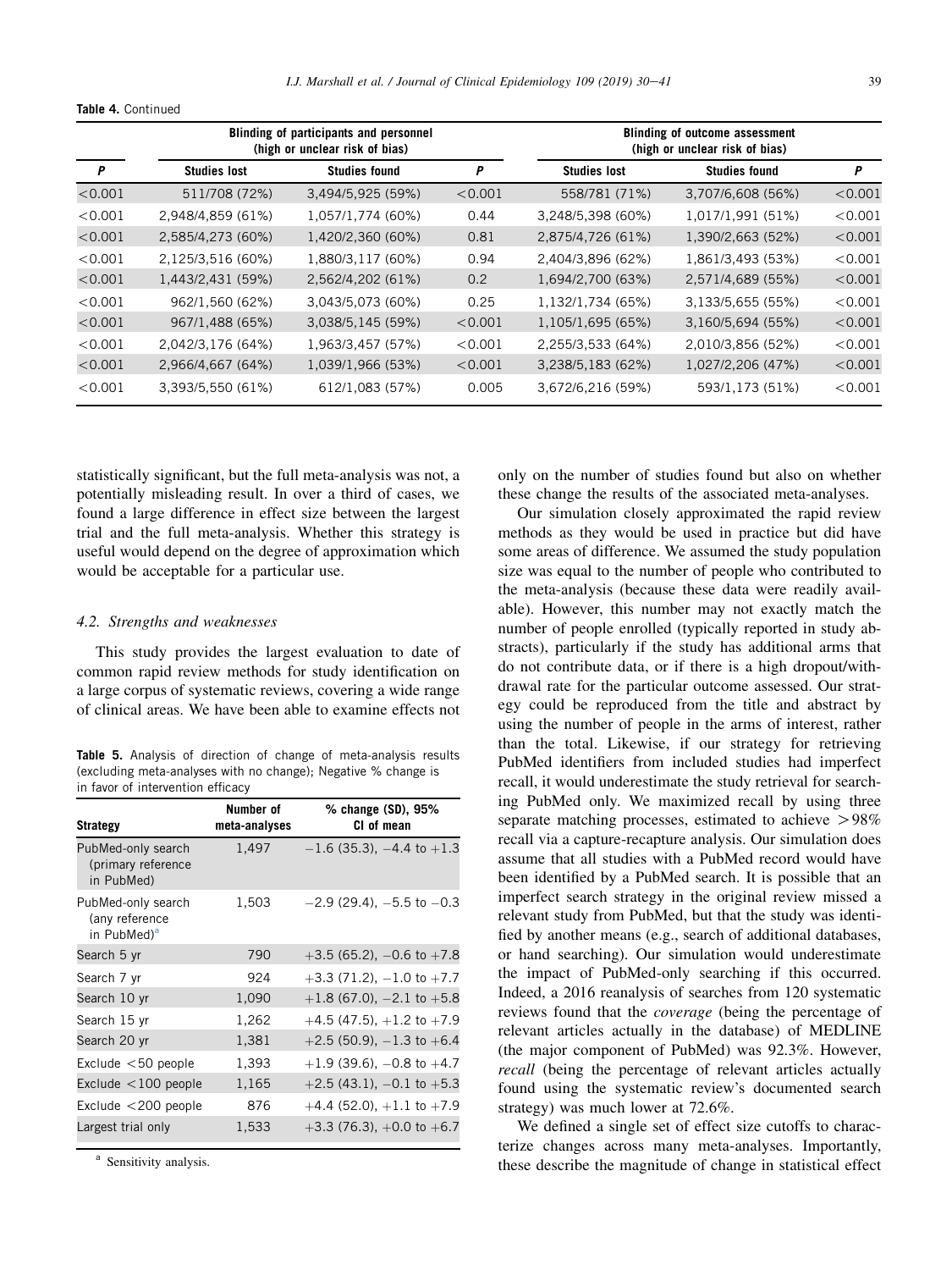**Table 4.** Continued

| | Blinding of participants and personnel (high or unclear risk of bias) | | | Blinding of outcome assessment (high or unclear risk of bias) | | |
|---|---|---|---|---|---|---|
| *P* | Studies lost | Studies found | *P* | Studies lost | Studies found | *P* |
| <0.001 | 511/708 (72%) | 3,494/5,925 (59%) | <0.001 | 558/781 (71%) | 3,707/6,608 (56%) | <0.001 |
| <0.001 | 2,948/4,859 (61%) | 1,057/1,774 (60%) | 0.44 | 3,248/5,398 (60%) | 1,017/1,991 (51%) | <0.001 |
| <0.001 | 2,585/4,273 (60%) | 1,420/2,360 (60%) | 0.81 | 2,875/4,726 (61%) | 1,390/2,663 (52%) | <0.001 |
| <0.001 | 2,125/3,516 (60%) | 1,880/3,117 (60%) | 0.94 | 2,404/3,896 (62%) | 1,861/3,493 (53%) | <0.001 |
| <0.001 | 1,443/2,431 (59%) | 2,562/4,202 (61%) | 0.2 | 1,694/2,700 (63%) | 2,571/4,689 (55%) | <0.001 |
| <0.001 | 962/1,560 (62%) | 3,043/5,073 (60%) | 0.25 | 1,132/1,734 (65%) | 3,133/5,655 (55%) | <0.001 |
| <0.001 | 967/1,488 (65%) | 3,038/5,145 (59%) | <0.001 | 1,105/1,695 (65%) | 3,160/5,694 (55%) | <0.001 |
| <0.001 | 2,042/3,176 (64%) | 1,963/3,457 (57%) | <0.001 | 2,255/3,533 (64%) | 2,010/3,856 (52%) | <0.001 |
| <0.001 | 2,966/4,667 (64%) | 1,039/1,966 (53%) | <0.001 | 3,238/5,183 (62%) | 1,027/2,206 (47%) | <0.001 |
| <0.001 | 3,393/5,550 (61%) | 612/1,083 (57%) | 0.005 | 3,672/6,216 (59%) | 593/1,173 (51%) | <0.001 |

statistically significant, but the full meta-analysis was not, a potentially misleading result. In over a third of cases, we found a large difference in effect size between the largest trial and the full meta-analysis. Whether this strategy is useful would depend on the degree of approximation which would be acceptable for a particular use.

### 4.2. Strengths and weaknesses

This study provides the largest evaluation to date of common rapid review methods for study identification on a large corpus of systematic reviews, covering a wide range of clinical areas. We have been able to examine effects not only on the number of studies found but also on whether these change the results of the associated meta-analyses.

**Table 5.** Analysis of direction of change of meta-analysis results (excluding meta-analyses with no change); Negative % change is in favor of intervention efficacy

| Strategy | Number of meta-analyses | % change (SD), 95% CI of mean |
|---|---|---|
| PubMed-only search (primary reference in PubMed) | 1,497 | −1.6 (35.3), −4.4 to +1.3 |
| PubMed-only search (any reference in PubMed)[a] | 1,503 | −2.9 (29.4), −5.5 to −0.3 |
| Search 5 yr | 790 | +3.5 (65.2), −0.6 to +7.8 |
| Search 7 yr | 924 | +3.3 (71.2), −1.0 to +7.7 |
| Search 10 yr | 1,090 | +1.8 (67.0), −2.1 to +5.8 |
| Search 15 yr | 1,262 | +4.5 (47.5), +1.2 to +7.9 |
| Search 20 yr | 1,381 | +2.5 (50.9), −1.3 to +6.4 |
| Exclude <50 people | 1,393 | +1.9 (39.6), −0.8 to +4.7 |
| Exclude <100 people | 1,165 | +2.5 (43.1), −0.1 to +5.3 |
| Exclude <200 people | 876 | +4.4 (52.0), +1.1 to +7.9 |
| Largest trial only | 1,533 | +3.3 (76.3), +0.0 to +6.7 |

[a] Sensitivity analysis.

Our simulation closely approximated the rapid review methods as they would be used in practice but did have some areas of difference. We assumed the study population size was equal to the number of people who contributed to the meta-analysis (because these data were readily available). However, this number may not exactly match the number of people enrolled (typically reported in study abstracts), particularly if the study has additional arms that do not contribute data, or if there is a high dropout/withdrawal rate for the particular outcome assessed. Our strategy could be reproduced from the title and abstract by using the number of people in the arms of interest, rather than the total. Likewise, if our strategy for retrieving PubMed identifiers from included studies had imperfect recall, it would underestimate the study retrieval for searching PubMed only. We maximized recall by using three separate matching processes, estimated to achieve >98% recall via a capture-recapture analysis. Our simulation does assume that all studies with a PubMed record would have been identified by a PubMed search. It is possible that an imperfect search strategy in the original review missed a relevant study from PubMed, but that the study was identified by another means (e.g., search of additional databases, or hand searching). Our simulation would underestimate the impact of PubMed-only searching if this occurred. Indeed, a 2016 reanalysis of searches from 120 systematic reviews found that the *coverage* (being the percentage of relevant articles actually in the database) of MEDLINE (the major component of PubMed) was 92.3%. However, *recall* (being the percentage of relevant articles actually found using the systematic review's documented search strategy) was much lower at 72.6%.

We defined a single set of effect size cutoffs to characterize changes across many meta-analyses. Importantly, these describe the magnitude of change in statistical effect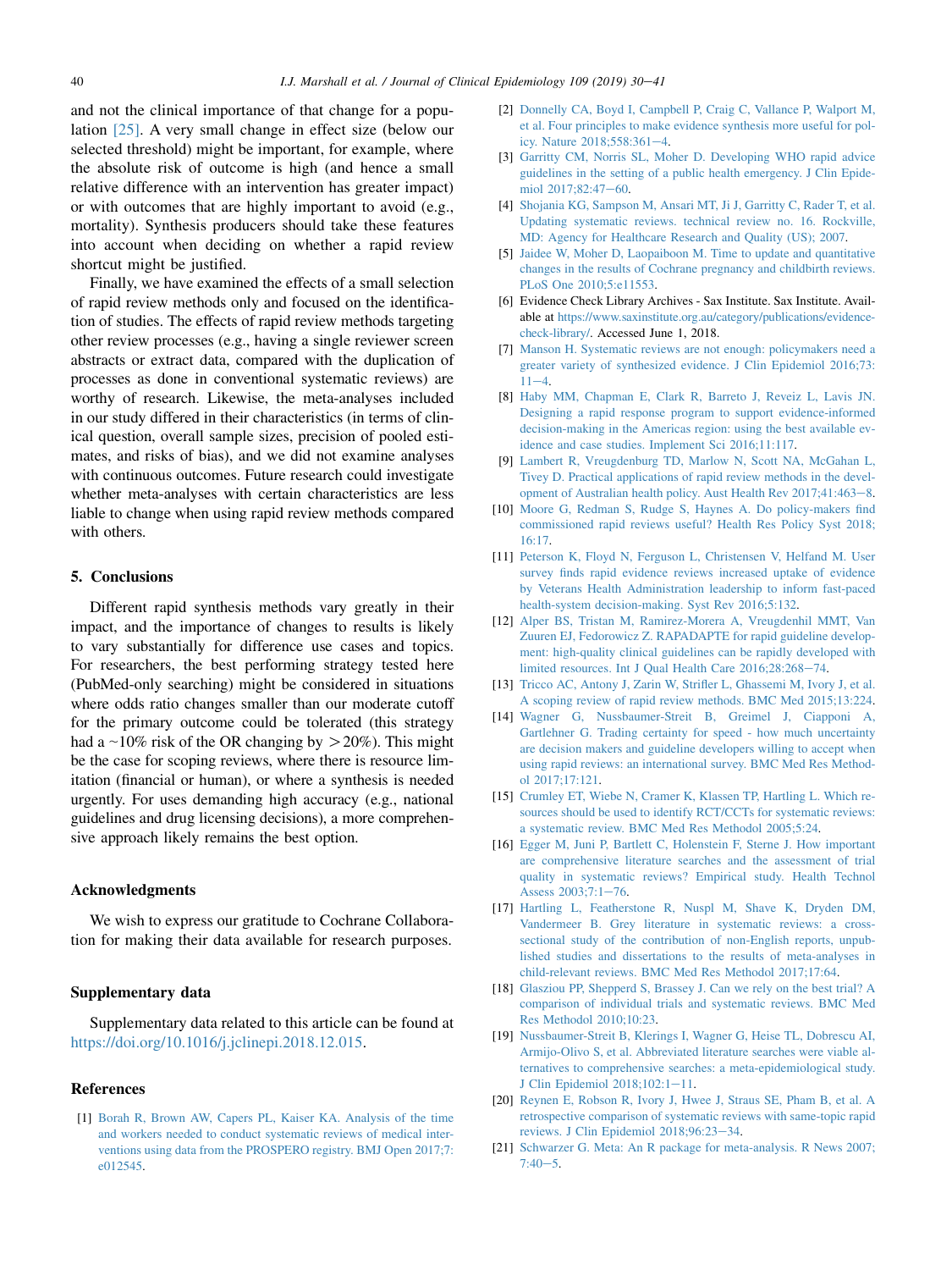and not the clinical importance of that change for a population [25]. A very small change in effect size (below our selected threshold) might be important, for example, where the absolute risk of outcome is high (and hence a small relative difference with an intervention has greater impact) or with outcomes that are highly important to avoid (e.g., mortality). Synthesis producers should take these features into account when deciding on whether a rapid review shortcut might be justified.

Finally, we have examined the effects of a small selection of rapid review methods only and focused on the identification of studies. The effects of rapid review methods targeting other review processes (e.g., having a single reviewer screen abstracts or extract data, compared with the duplication of processes as done in conventional systematic reviews) are worthy of research. Likewise, the meta-analyses included in our study differed in their characteristics (in terms of clinical question, overall sample sizes, precision of pooled estimates, and risks of bias), and we did not examine analyses with continuous outcomes. Future research could investigate whether meta-analyses with certain characteristics are less liable to change when using rapid review methods compared with others.

## 5. Conclusions

Different rapid synthesis methods vary greatly in their impact, and the importance of changes to results is likely to vary substantially for difference use cases and topics. For researchers, the best performing strategy tested here (PubMed-only searching) might be considered in situations where odds ratio changes smaller than our moderate cutoff for the primary outcome could be tolerated (this strategy had a ~10% risk of the OR changing by >20%). This might be the case for scoping reviews, where there is resource limitation (financial or human), or where a synthesis is needed urgently. For uses demanding high accuracy (e.g., national guidelines and drug licensing decisions), a more comprehensive approach likely remains the best option.

## Acknowledgments

We wish to express our gratitude to Cochrane Collaboration for making their data available for research purposes.

## Supplementary data

Supplementary data related to this article can be found at https://doi.org/10.1016/j.jclinepi.2018.12.015.

## References

[1] Borah R, Brown AW, Capers PL, Kaiser KA. Analysis of the time and workers needed to conduct systematic reviews of medical interventions using data from the PROSPERO registry. BMJ Open 2017;7:e012545.

[2] Donnelly CA, Boyd I, Campbell P, Craig C, Vallance P, Walport M, et al. Four principles to make evidence synthesis more useful for policy. Nature 2018;558:361−4.

[3] Garritty CM, Norris SL, Moher D. Developing WHO rapid advice guidelines in the setting of a public health emergency. J Clin Epidemiol 2017;82:47−60.

[4] Shojania KG, Sampson M, Ansari MT, Ji J, Garritty C, Rader T, et al. Updating systematic reviews. technical review no. 16. Rockville, MD: Agency for Healthcare Research and Quality (US); 2007.

[5] Jaidee W, Moher D, Laopaiboon M. Time to update and quantitative changes in the results of Cochrane pregnancy and childbirth reviews. PLoS One 2010;5:e11553.

[6] Evidence Check Library Archives - Sax Institute. Sax Institute. Available at https://www.saxinstitute.org.au/category/publications/evidence-check-library/. Accessed June 1, 2018.

[7] Manson H. Systematic reviews are not enough: policymakers need a greater variety of synthesized evidence. J Clin Epidemiol 2016;73:11−4.

[8] Haby MM, Chapman E, Clark R, Barreto J, Reveiz L, Lavis JN. Designing a rapid response program to support evidence-informed decision-making in the Americas region: using the best available evidence and case studies. Implement Sci 2016;11:117.

[9] Lambert R, Vreugdenburg TD, Marlow N, Scott NA, McGahan L, Tivey D. Practical applications of rapid review methods in the development of Australian health policy. Aust Health Rev 2017;41:463−8.

[10] Moore G, Redman S, Rudge S, Haynes A. Do policy-makers find commissioned rapid reviews useful? Health Res Policy Syst 2018;16:17.

[11] Peterson K, Floyd N, Ferguson L, Christensen V, Helfand M. User survey finds rapid evidence reviews increased uptake of evidence by Veterans Health Administration leadership to inform fast-paced health-system decision-making. Syst Rev 2016;5:132.

[12] Alper BS, Tristan M, Ramirez-Morera A, Vreugdenhil MMT, Van Zuuren EJ, Fedorowicz Z. RAPADAPTE for rapid guideline development: high-quality clinical guidelines can be rapidly developed with limited resources. Int J Qual Health Care 2016;28:268−74.

[13] Tricco AC, Antony J, Zarin W, Strifler L, Ghassemi M, Ivory J, et al. A scoping review of rapid review methods. BMC Med 2015;13:224.

[14] Wagner G, Nussbaumer-Streit B, Greimel J, Ciapponi A, Gartlehner G. Trading certainty for speed - how much uncertainty are decision makers and guideline developers willing to accept when using rapid reviews: an international survey. BMC Med Res Methodol 2017;17:121.

[15] Crumley ET, Wiebe N, Cramer K, Klassen TP, Hartling L. Which resources should be used to identify RCT/CCTs for systematic reviews: a systematic review. BMC Med Res Methodol 2005;5:24.

[16] Egger M, Juni P, Bartlett C, Holenstein F, Sterne J. How important are comprehensive literature searches and the assessment of trial quality in systematic reviews? Empirical study. Health Technol Assess 2003;7:1−76.

[17] Hartling L, Featherstone R, Nuspl M, Shave K, Dryden DM, Vandermeer B. Grey literature in systematic reviews: a cross-sectional study of the contribution of non-English reports, unpublished studies and dissertations to the results of meta-analyses in child-relevant reviews. BMC Med Res Methodol 2017;17:64.

[18] Glasziou PP, Shepperd S, Brassey J. Can we rely on the best trial? A comparison of individual trials and systematic reviews. BMC Med Res Methodol 2010;10:23.

[19] Nussbaumer-Streit B, Klerings I, Wagner G, Heise TL, Dobrescu AI, Armijo-Olivo S, et al. Abbreviated literature searches were viable alternatives to comprehensive searches: a meta-epidemiological study. J Clin Epidemiol 2018;102:1−11.

[20] Reynen E, Robson R, Ivory J, Hwee J, Straus SE, Pham B, et al. A retrospective comparison of systematic reviews with same-topic rapid reviews. J Clin Epidemiol 2018;96:23−34.

[21] Schwarzer G. Meta: An R package for meta-analysis. R News 2007;7:40−5.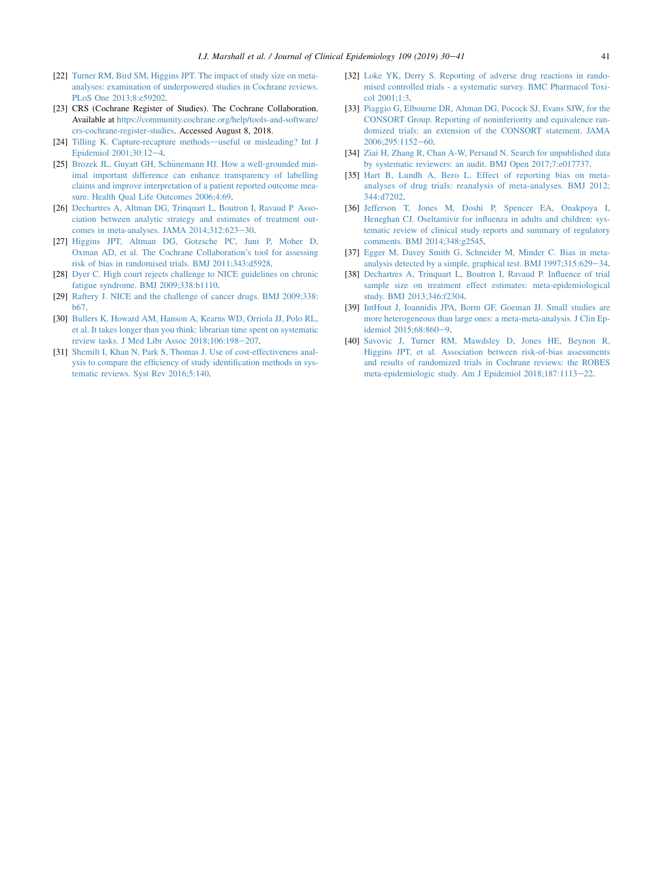[22] Turner RM, Bird SM, Higgins JPT. The impact of study size on meta-analyses: examination of underpowered studies in Cochrane reviews. PLoS One 2013;8:e59202.

[23] CRS (Cochrane Register of Studies). The Cochrane Collaboration. Available at https://community.cochrane.org/help/tools-and-software/crs-cochrane-register-studies. Accessed August 8, 2018.

[24] Tilling K. Capture-recapture methods—useful or misleading? Int J Epidemiol 2001;30:12–4.

[25] Brozek JL, Guyatt GH, Schünemann HJ. How a well-grounded minimal important difference can enhance transparency of labelling claims and improve interpretation of a patient reported outcome measure. Health Qual Life Outcomes 2006;4:69.

[26] Dechartres A, Altman DG, Trinquart L, Boutron I, Ravaud P. Association between analytic strategy and estimates of treatment outcomes in meta-analyses. JAMA 2014;312:623–30.

[27] Higgins JPT, Altman DG, Gotzsche PC, Juni P, Moher D, Oxman AD, et al. The Cochrane Collaboration's tool for assessing risk of bias in randomised trials. BMJ 2011;343:d5928.

[28] Dyer C. High court rejects challenge to NICE guidelines on chronic fatigue syndrome. BMJ 2009;338:b1110.

[29] Raftery J. NICE and the challenge of cancer drugs. BMJ 2009;338:b67.

[30] Bullers K, Howard AM, Hanson A, Kearns WD, Orriola JJ, Polo RL, et al. It takes longer than you think: librarian time spent on systematic review tasks. J Med Libr Assoc 2018;106:198–207.

[31] Shemilt I, Khan N, Park S, Thomas J. Use of cost-effectiveness analysis to compare the efficiency of study identification methods in systematic reviews. Syst Rev 2016;5:140.

[32] Loke YK, Derry S. Reporting of adverse drug reactions in randomised controlled trials - a systematic survey. BMC Pharmacol Toxicol 2001;1:3.

[33] Piaggio G, Elbourne DR, Altman DG, Pocock SJ, Evans SJW, for the CONSORT Group. Reporting of noninferiority and equivalence randomized trials: an extension of the CONSORT statement. JAMA 2006;295:1152–60.

[34] Ziai H, Zhang R, Chan A-W, Persaud N. Search for unpublished data by systematic reviewers: an audit. BMJ Open 2017;7:e017737.

[35] Hart B, Lundh A, Bero L. Effect of reporting bias on meta-analyses of drug trials: reanalysis of meta-analyses. BMJ 2012;344:d7202.

[36] Jefferson T, Jones M, Doshi P, Spencer EA, Onakpoya I, Heneghan CJ. Oseltamivir for influenza in adults and children: systematic review of clinical study reports and summary of regulatory comments. BMJ 2014;348:g2545.

[37] Egger M, Davey Smith G, Schneider M, Minder C. Bias in meta-analysis detected by a simple, graphical test. BMJ 1997;315:629–34.

[38] Dechartres A, Trinquart L, Boutron I, Ravaud P. Influence of trial sample size on treatment effect estimates: meta-epidemiological study. BMJ 2013;346:f2304.

[39] IntHout J, Ioannidis JPA, Borm GF, Goeman JJ. Small studies are more heterogeneous than large ones: a meta-meta-analysis. J Clin Epidemiol 2015;68:860–9.

[40] Savovic J, Turner RM, Mawdsley D, Jones HE, Beynon R, Higgins JPT, et al. Association between risk-of-bias assessments and results of randomized trials in Cochrane reviews: the ROBES meta-epidemiologic study. Am J Epidemiol 2018;187:1113–22.